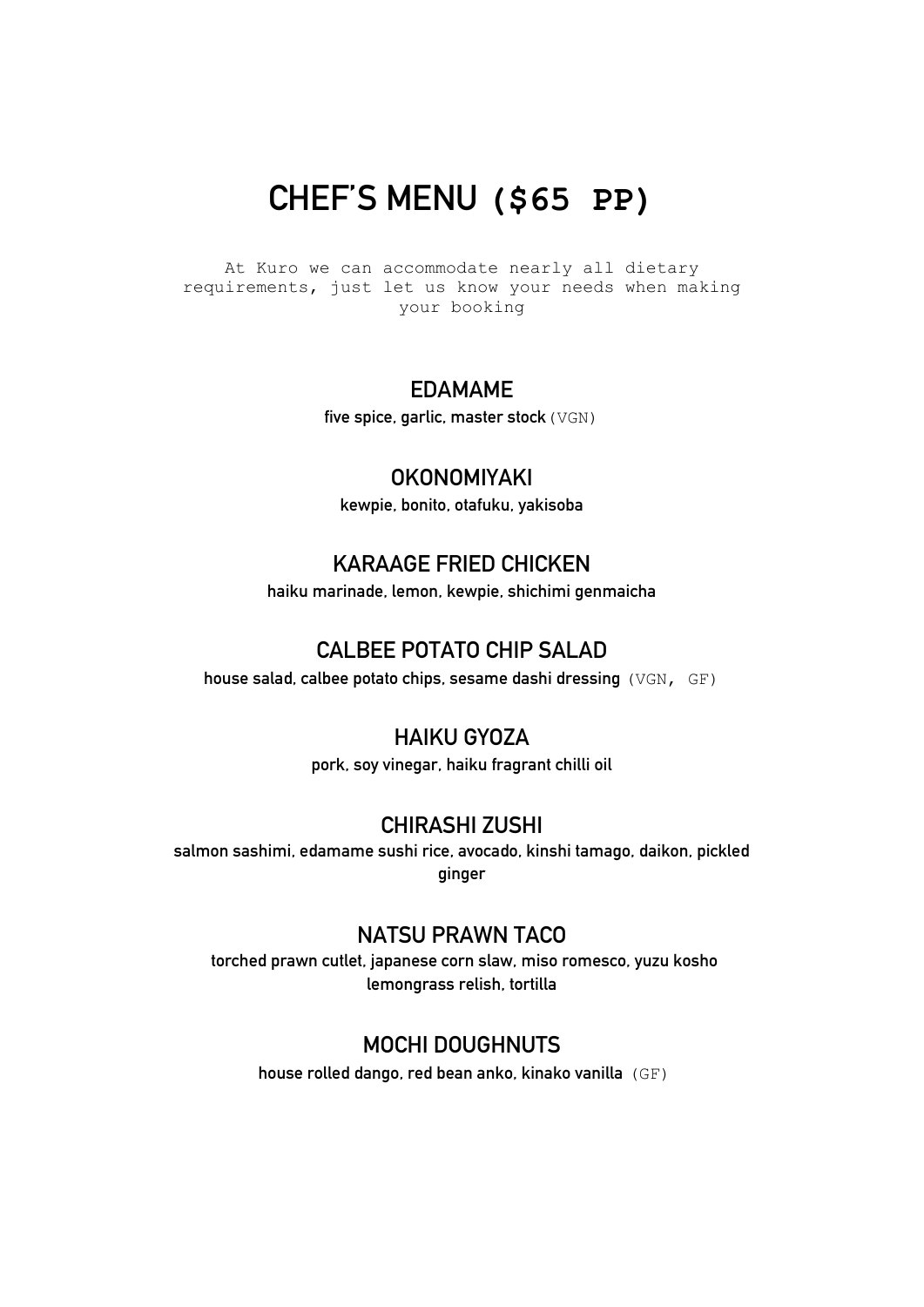# CHEF'S MENU ($65 PP)

At Kuro we can accommodate nearly all dietary requirements, just let us know your needs when making your booking

## EDAMAME

**five spice, garlic, master stock** (VGN)

## OKONOMIYAKI

**kewpie, bonito, otafuku, yakisoba**

## KARAAGE FRIED CHICKEN

**haiku marinade, lemon, kewpie, shichimi genmaicha**

## CALBEE POTATO CHIP SALAD

**house salad, calbee potato chips, sesame dashi dressing** (VGN, GF)

## HAIKU GYOZA

**pork, soy vinegar, haiku fragrant chilli oil**

## CHIRASHI ZUSHI

**salmon sashimi, edamame sushi rice, avocado, kinshi tamago, daikon, pickled ginger**

## NATSU PRAWN TACO

**torched prawn cutlet, japanese corn slaw, miso romesco, yuzu kosho lemongrass relish, tortilla**

## MOCHI DOUGHNUTS

**house rolled dango, red bean anko, kinako vanilla** (GF)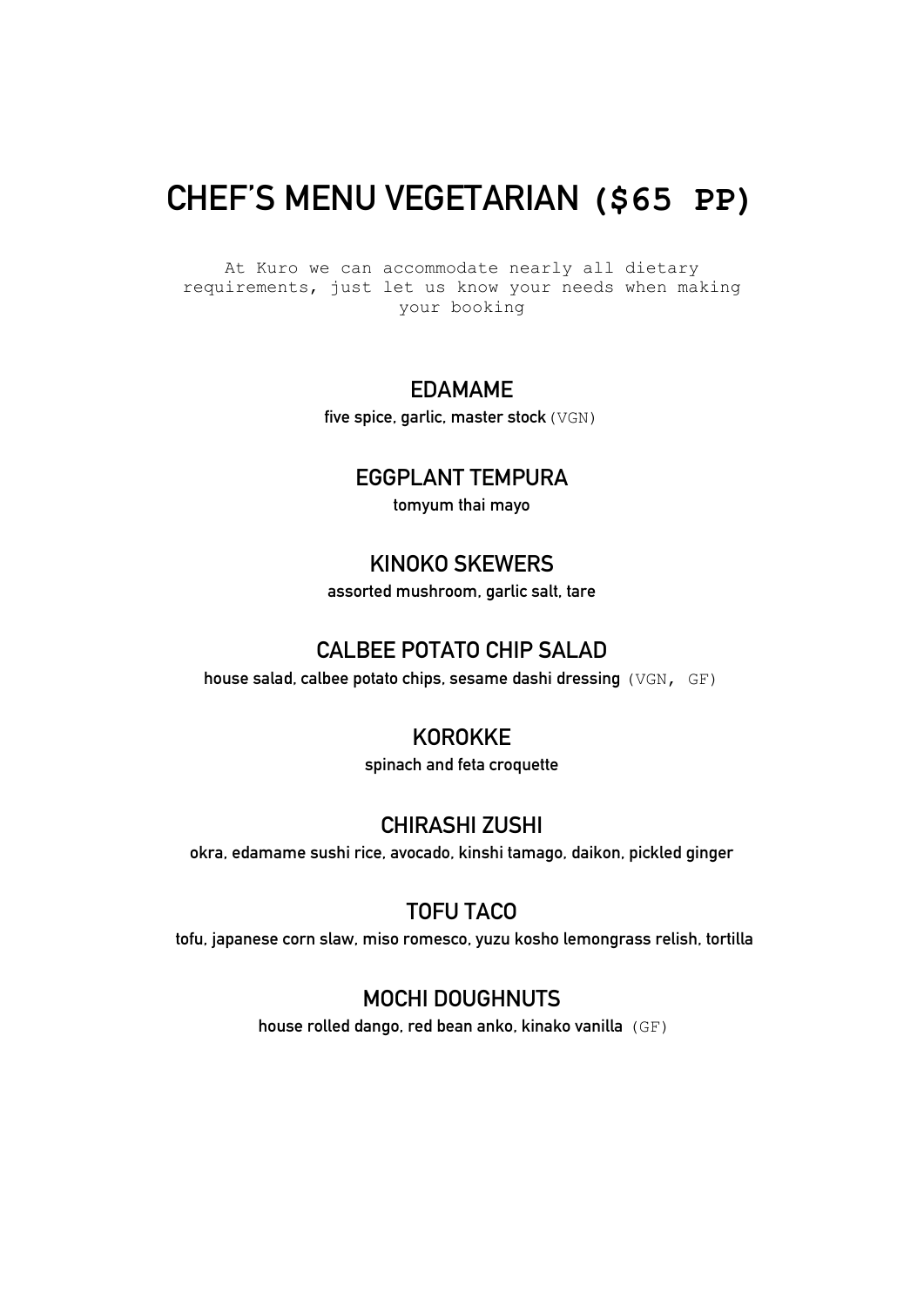# CHEF'S MENU VEGETARIAN ($65 PP)

At Kuro we can accommodate nearly all dietary requirements, just let us know your needs when making your booking

## EDAMAME

five spice, garlic, master stock (VGN)

## EGGPLANT TEMPURA

tomyum thai mayo

## KINOKO SKEWERS

assorted mushroom, garlic salt, tare

## CALBEE POTATO CHIP SALAD

house salad, calbee potato chips, sesame dashi dressing (VGN, GF)

## KOROKKE

spinach and feta croquette

## CHIRASHI ZUSHI

okra, edamame sushi rice, avocado, kinshi tamago, daikon, pickled ginger

## TOFU TACO

tofu, japanese corn slaw, miso romesco, yuzu kosho lemongrass relish, tortilla

## MOCHI DOUGHNUTS

house rolled dango, red bean anko, kinako vanilla (GF)